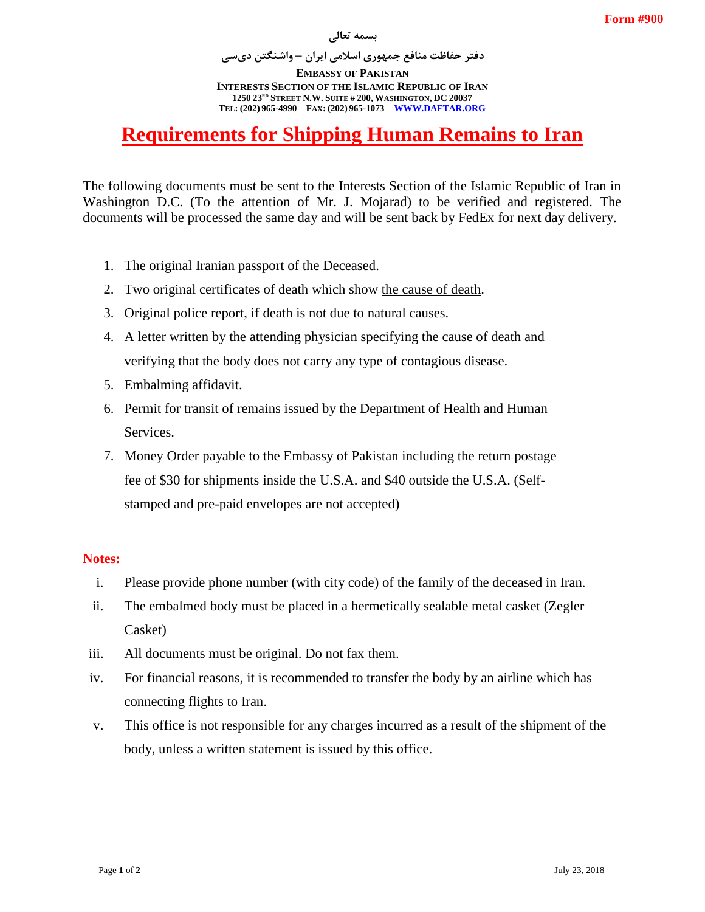Form #900

بسمه تعالی

دفتر حفاظت منافع جمهوری اسلامی ایران – واشنگتن دی‌سی

**EMBASSY OF PAKISTAN**
**INTERESTS SECTION OF THE ISLAMIC REPUBLIC OF IRAN**
**1250 23RD STREET N.W. SUITE # 200, WASHINGTON, DC 20037**
**TEL: (202) 965-4990 FAX: (202) 965-1073 WWW.DAFTAR.ORG**

# Requirements for Shipping Human Remains to Iran

The following documents must be sent to the Interests Section of the Islamic Republic of Iran in Washington D.C. (To the attention of Mr. J. Mojarad) to be verified and registered. The documents will be processed the same day and will be sent back by FedEx for next day delivery.

1. The original Iranian passport of the Deceased.
2. Two original certificates of death which show the cause of death.
3. Original police report, if death is not due to natural causes.
4. A letter written by the attending physician specifying the cause of death and verifying that the body does not carry any type of contagious disease.
5. Embalming affidavit.
6. Permit for transit of remains issued by the Department of Health and Human Services.
7. Money Order payable to the Embassy of Pakistan including the return postage fee of $30 for shipments inside the U.S.A. and $40 outside the U.S.A. (Self-stamped and pre-paid envelopes are not accepted)

**Notes:**

i. Please provide phone number (with city code) of the family of the deceased in Iran.

ii. The embalmed body must be placed in a hermetically sealable metal casket (Zegler Casket)

iii. All documents must be original. Do not fax them.

iv. For financial reasons, it is recommended to transfer the body by an airline which has connecting flights to Iran.

v. This office is not responsible for any charges incurred as a result of the shipment of the body, unless a written statement is issued by this office.

July 23, 2018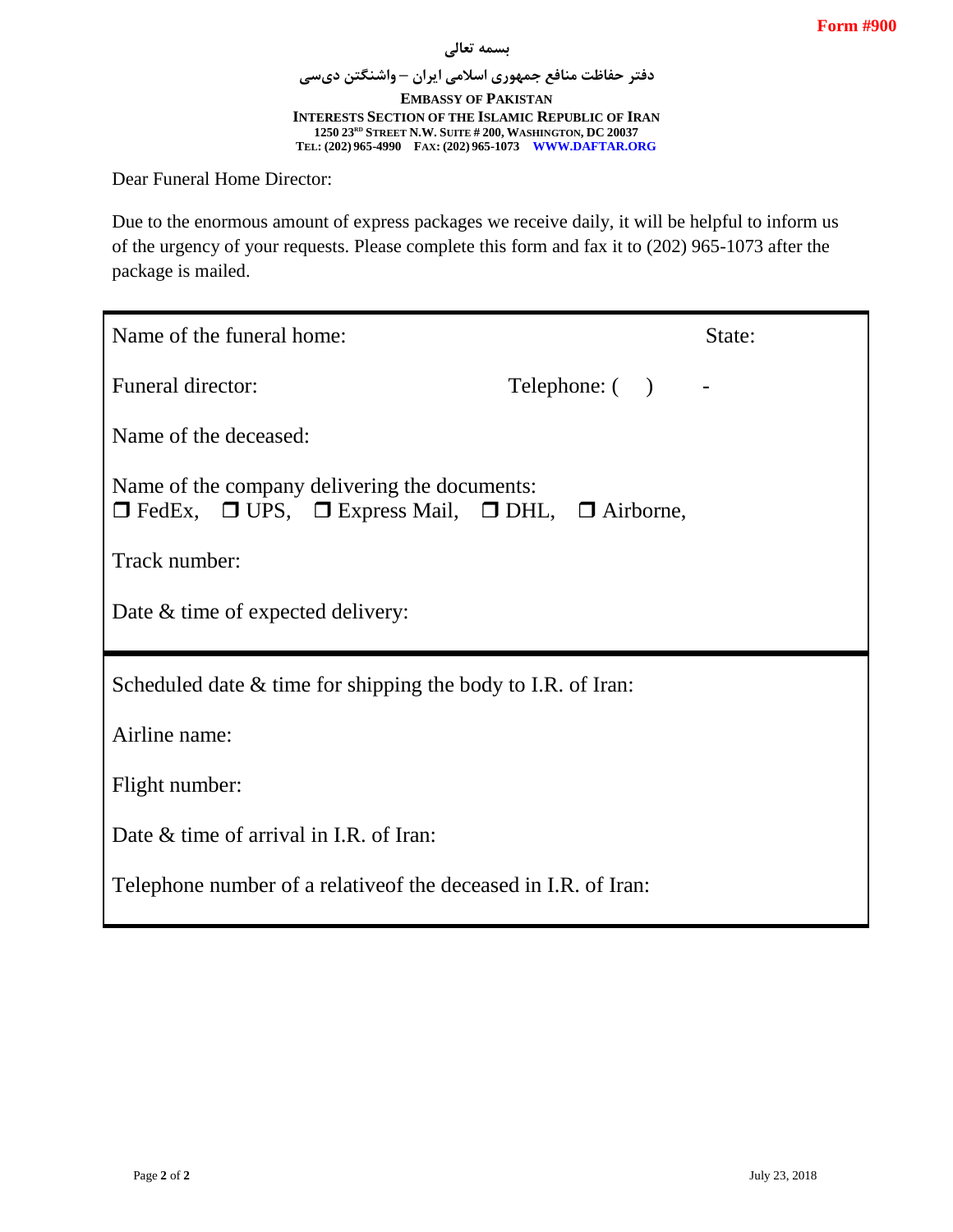**Form #900**

بسمه تعالی

دفتر حفاظت منافع جمهوری اسلامی ایران – واشنگتن دی‌سی

**EMBASSY OF PAKISTAN**
**INTERESTS SECTION OF THE ISLAMIC REPUBLIC OF IRAN**
**1250 23RD STREET N.W. SUITE # 200, WASHINGTON, DC 20037**
**TEL: (202) 965-4990 FAX: (202) 965-1073 WWW.DAFTAR.ORG**

Dear Funeral Home Director:

Due to the enormous amount of express packages we receive daily, it will be helpful to inform us of the urgency of your requests. Please complete this form and fax it to (202) 965-1073 after the package is mailed.

Name of the funeral home: State:

Funeral director: Telephone: ( ) -

Name of the deceased:

Name of the company delivering the documents:
❒ FedEx, ❒ UPS, ❒ Express Mail, ❒ DHL, ❒ Airborne,

Track number:

Date & time of expected delivery:

---

Scheduled date & time for shipping the body to I.R. of Iran:

Airline name:

Flight number:

Date & time of arrival in I.R. of Iran:

Telephone number of a relativeof the deceased in I.R. of Iran:

July 23, 2018